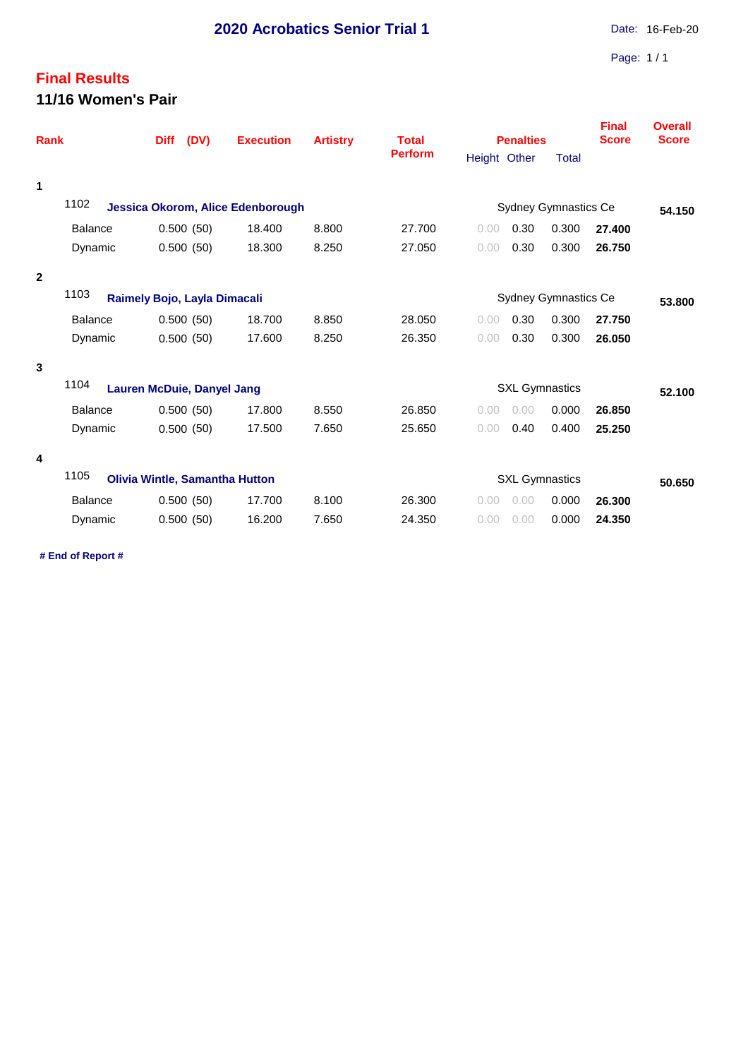# 2020 Acrobatics Senior Trial 1

Date: 16-Feb-20

## Final Results

### 11/16 Women's Pair

| Rank | | Diff (DV) | Execution | Artistry | Total Perform | Penalties Height | Penalties Other | Penalties Total | Final Score | Overall Score |
|---|---|---|---|---|---|---|---|---|---|---|
| 1 | | | | | | | | | | |
| 1102 | **Jessica Okorom, Alice Edenborough** | | | | | Sydney Gymnastics Ce | | | | **54.150** |
| | Balance | 0.500 (50) | 18.400 | 8.800 | 27.700 | 0.00 | 0.30 | 0.300 | **27.400** | |
| | Dynamic | 0.500 (50) | 18.300 | 8.250 | 27.050 | 0.00 | 0.30 | 0.300 | **26.750** | |
| 2 | | | | | | | | | | |
| 1103 | **Raimely Bojo, Layla Dimacali** | | | | | Sydney Gymnastics Ce | | | | **53.800** |
| | Balance | 0.500 (50) | 18.700 | 8.850 | 28.050 | 0.00 | 0.30 | 0.300 | **27.750** | |
| | Dynamic | 0.500 (50) | 17.600 | 8.250 | 26.350 | 0.00 | 0.30 | 0.300 | **26.050** | |
| 3 | | | | | | | | | | |
| 1104 | **Lauren McDuie, Danyel Jang** | | | | | SXL Gymnastics | | | | **52.100** |
| | Balance | 0.500 (50) | 17.800 | 8.550 | 26.850 | 0.00 | 0.00 | 0.000 | **26.850** | |
| | Dynamic | 0.500 (50) | 17.500 | 7.650 | 25.650 | 0.00 | 0.40 | 0.400 | **25.250** | |
| 4 | | | | | | | | | | |
| 1105 | **Olivia Wintle, Samantha Hutton** | | | | | SXL Gymnastics | | | | **50.650** |
| | Balance | 0.500 (50) | 17.700 | 8.100 | 26.300 | 0.00 | 0.00 | 0.000 | **26.300** | |
| | Dynamic | 0.500 (50) | 16.200 | 7.650 | 24.350 | 0.00 | 0.00 | 0.000 | **24.350** | |

**# End of Report #**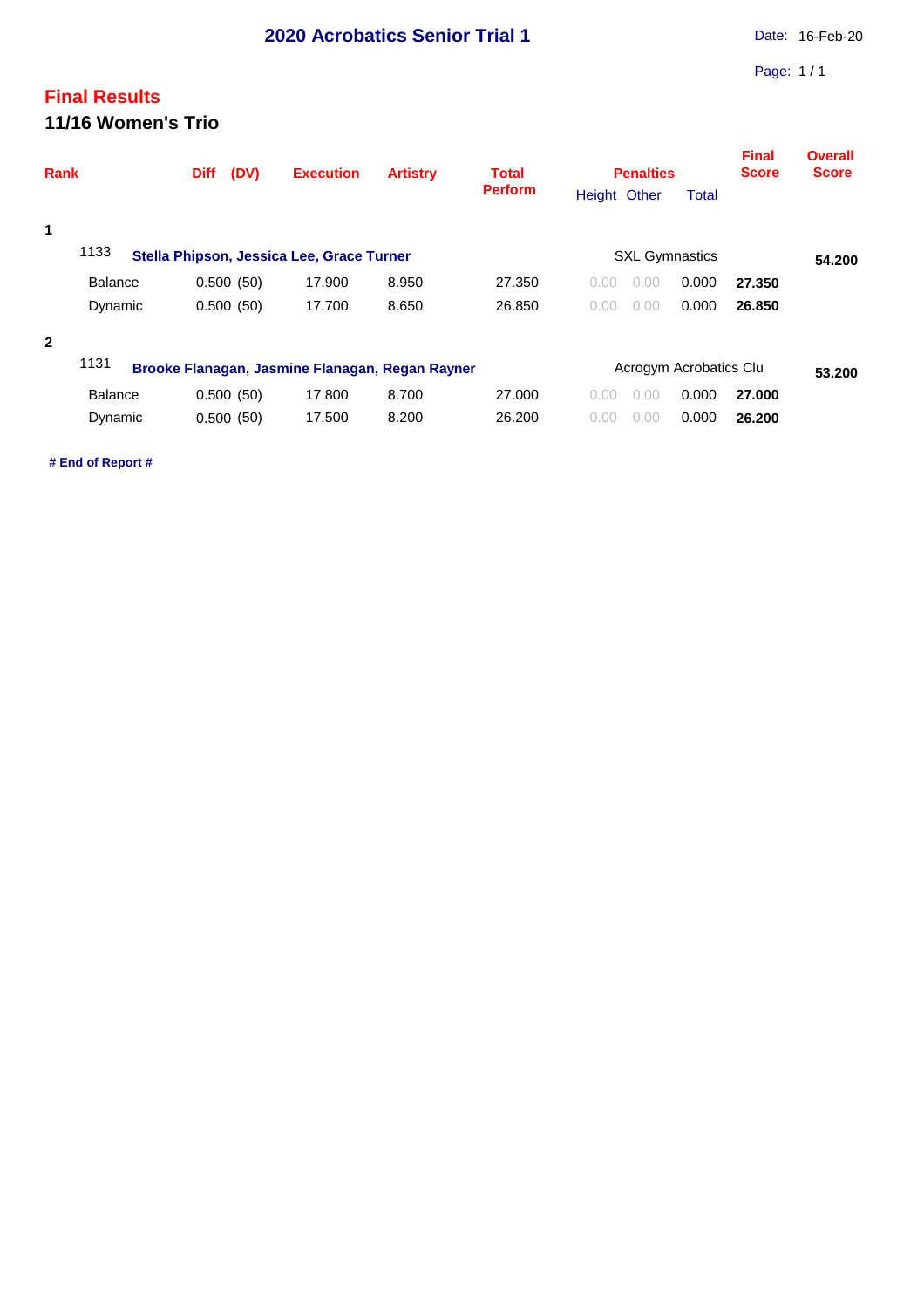# 2020 Acrobatics Senior Trial 1

Date: 16-Feb-20

## Final Results

### 11/16 Women's Trio

| Rank | | Diff (DV) | Execution | Artistry | Total Perform | Penalties Height | Penalties Other | Penalties Total | Final Score | Overall Score |
|---|---|---|---|---|---|---|---|---|---|---|
| 1 | 1133 **Stella Phipson, Jessica Lee, Grace Turner** | | | | | SXL Gymnastics | | | | **54.200** |
| | Balance | 0.500 (50) | 17.900 | 8.950 | 27.350 | 0.00 | 0.00 | 0.000 | **27.350** | |
| | Dynamic | 0.500 (50) | 17.700 | 8.650 | 26.850 | 0.00 | 0.00 | 0.000 | **26.850** | |
| 2 | 1131 **Brooke Flanagan, Jasmine Flanagan, Regan Rayner** | | | | | Acrogym Acrobatics Clu | | | | **53.200** |
| | Balance | 0.500 (50) | 17.800 | 8.700 | 27.000 | 0.00 | 0.00 | 0.000 | **27.000** | |
| | Dynamic | 0.500 (50) | 17.500 | 8.200 | 26.200 | 0.00 | 0.00 | 0.000 | **26.200** | |

**# End of Report #**